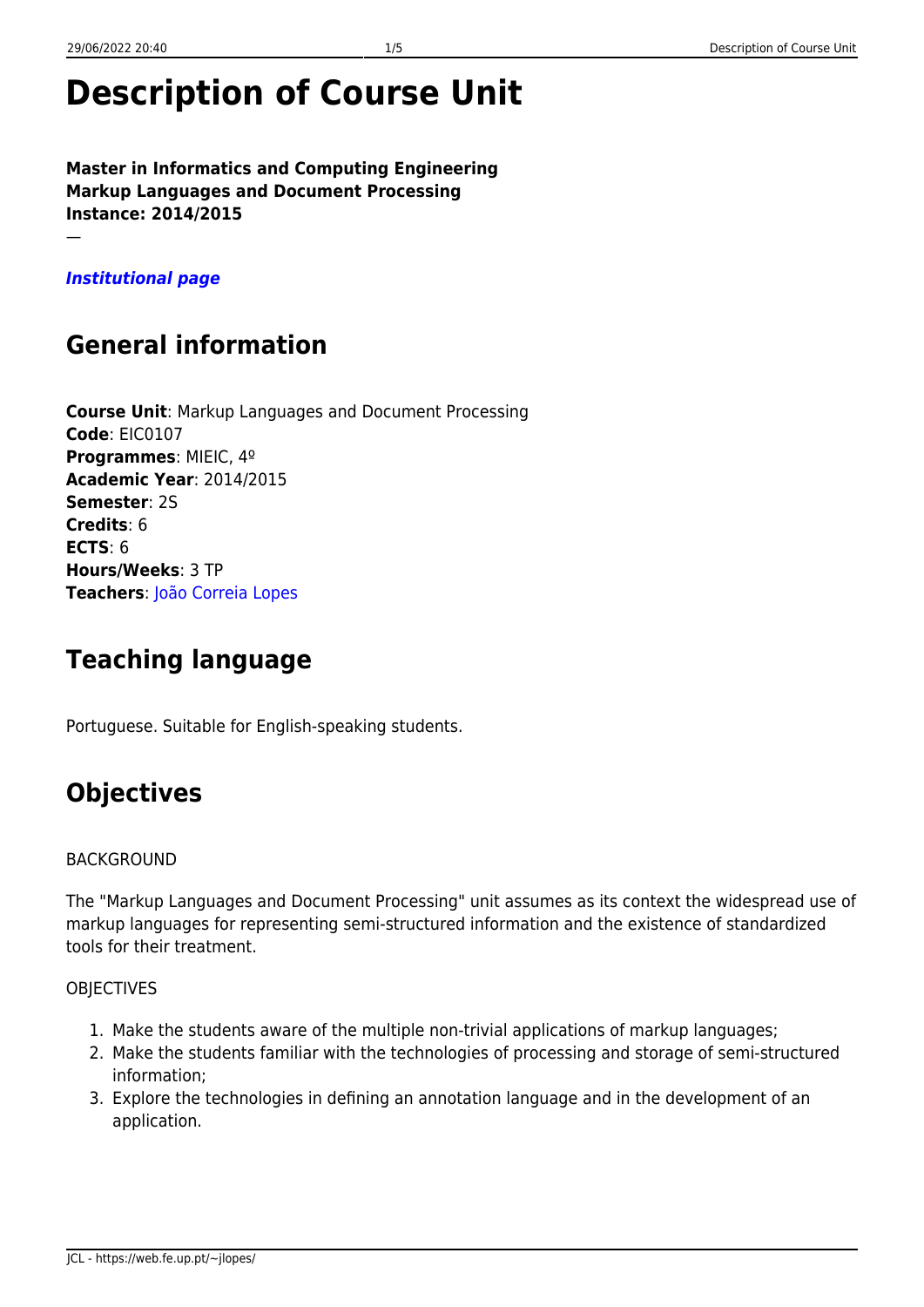# Description of Course Unit

**Master in Informatics and Computing Engineering**
**Markup Languages and Document Processing**
**Instance: 2014/2015**

—

***Institutional page***

## General information

**Course Unit**: Markup Languages and Document Processing
**Code**: EIC0107
**Programmes**: MIEIC, 4º
**Academic Year**: 2014/2015
**Semester**: 2S
**Credits**: 6
**ECTS**: 6
**Hours/Weeks**: 3 TP
**Teachers**: João Correia Lopes

## Teaching language

Portuguese. Suitable for English-speaking students.

## Objectives

BACKGROUND

The "Markup Languages and Document Processing" unit assumes as its context the widespread use of markup languages for representing semi-structured information and the existence of standardized tools for their treatment.

OBJECTIVES

1. Make the students aware of the multiple non-trivial applications of markup languages;
2. Make the students familiar with the technologies of processing and storage of semi-structured information;
3. Explore the technologies in defining an annotation language and in the development of an application.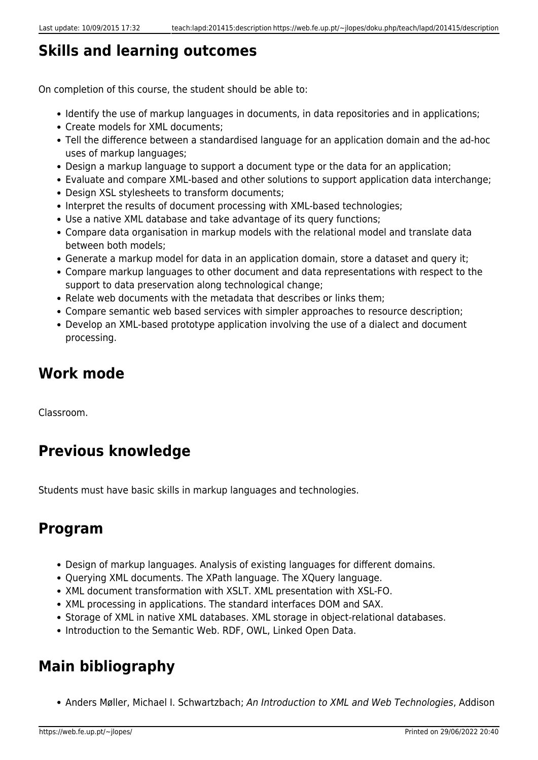## Skills and learning outcomes

On completion of this course, the student should be able to:

- Identify the use of markup languages in documents, in data repositories and in applications;
- Create models for XML documents;
- Tell the difference between a standardised language for an application domain and the ad-hoc uses of markup languages;
- Design a markup language to support a document type or the data for an application;
- Evaluate and compare XML-based and other solutions to support application data interchange;
- Design XSL stylesheets to transform documents;
- Interpret the results of document processing with XML-based technologies;
- Use a native XML database and take advantage of its query functions;
- Compare data organisation in markup models with the relational model and translate data between both models;
- Generate a markup model for data in an application domain, store a dataset and query it;
- Compare markup languages to other document and data representations with respect to the support to data preservation along technological change;
- Relate web documents with the metadata that describes or links them;
- Compare semantic web based services with simpler approaches to resource description;
- Develop an XML-based prototype application involving the use of a dialect and document processing.

## Work mode

Classroom.

## Previous knowledge

Students must have basic skills in markup languages and technologies.

## Program

- Design of markup languages. Analysis of existing languages for different domains.
- Querying XML documents. The XPath language. The XQuery language.
- XML document transformation with XSLT. XML presentation with XSL-FO.
- XML processing in applications. The standard interfaces DOM and SAX.
- Storage of XML in native XML databases. XML storage in object-relational databases.
- Introduction to the Semantic Web. RDF, OWL, Linked Open Data.

## Main bibliography

- Anders Møller, Michael I. Schwartzbach; *An Introduction to XML and Web Technologies*, Addison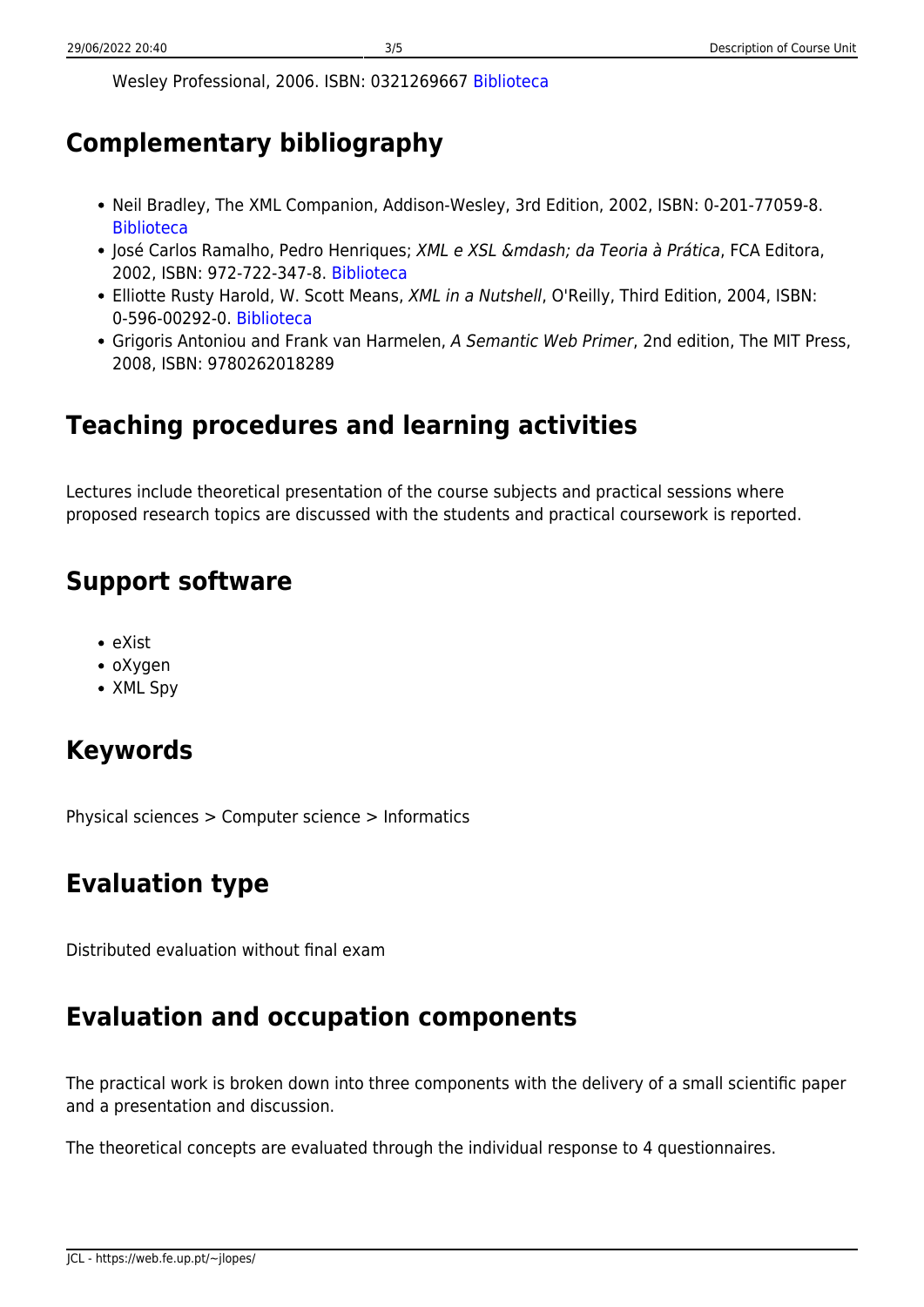Wesley Professional, 2006. ISBN: 0321269667 Biblioteca

## Complementary bibliography

- Neil Bradley, The XML Companion, Addison-Wesley, 3rd Edition, 2002, ISBN: 0-201-77059-8. Biblioteca
- José Carlos Ramalho, Pedro Henriques; *XML e XSL &mdash; da Teoria à Prática*, FCA Editora, 2002, ISBN: 972-722-347-8. Biblioteca
- Elliotte Rusty Harold, W. Scott Means, *XML in a Nutshell*, O'Reilly, Third Edition, 2004, ISBN: 0-596-00292-0. Biblioteca
- Grigoris Antoniou and Frank van Harmelen, *A Semantic Web Primer*, 2nd edition, The MIT Press, 2008, ISBN: 9780262018289

## Teaching procedures and learning activities

Lectures include theoretical presentation of the course subjects and practical sessions where proposed research topics are discussed with the students and practical coursework is reported.

## Support software

- eXist
- oXygen
- XML Spy

## Keywords

Physical sciences > Computer science > Informatics

## Evaluation type

Distributed evaluation without final exam

## Evaluation and occupation components

The practical work is broken down into three components with the delivery of a small scientific paper and a presentation and discussion.

The theoretical concepts are evaluated through the individual response to 4 questionnaires.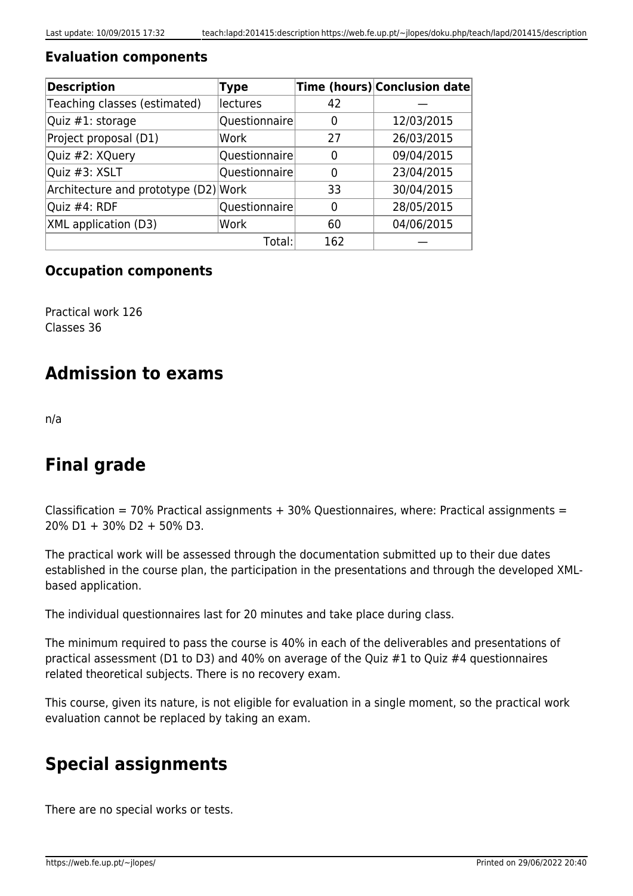### Evaluation components

| Description | Type | Time (hours) | Conclusion date |
|---|---|---|---|
| Teaching classes (estimated) | lectures | 42 | — |
| Quiz #1: storage | Questionnaire | 0 | 12/03/2015 |
| Project proposal (D1) | Work | 27 | 26/03/2015 |
| Quiz #2: XQuery | Questionnaire | 0 | 09/04/2015 |
| Quiz #3: XSLT | Questionnaire | 0 | 23/04/2015 |
| Architecture and prototype (D2) | Work | 33 | 30/04/2015 |
| Quiz #4: RDF | Questionnaire | 0 | 28/05/2015 |
| XML application (D3) | Work | 60 | 04/06/2015 |
| | Total: | 162 | — |

### Occupation components

Practical work 126
Classes 36

## Admission to exams

n/a

## Final grade

Classification = 70% Practical assignments + 30% Questionnaires, where: Practical assignments = 20% D1 + 30% D2 + 50% D3.

The practical work will be assessed through the documentation submitted up to their due dates established in the course plan, the participation in the presentations and through the developed XML-based application.

The individual questionnaires last for 20 minutes and take place during class.

The minimum required to pass the course is 40% in each of the deliverables and presentations of practical assessment (D1 to D3) and 40% on average of the Quiz #1 to Quiz #4 questionnaires related theoretical subjects. There is no recovery exam.

This course, given its nature, is not eligible for evaluation in a single moment, so the practical work evaluation cannot be replaced by taking an exam.

## Special assignments

There are no special works or tests.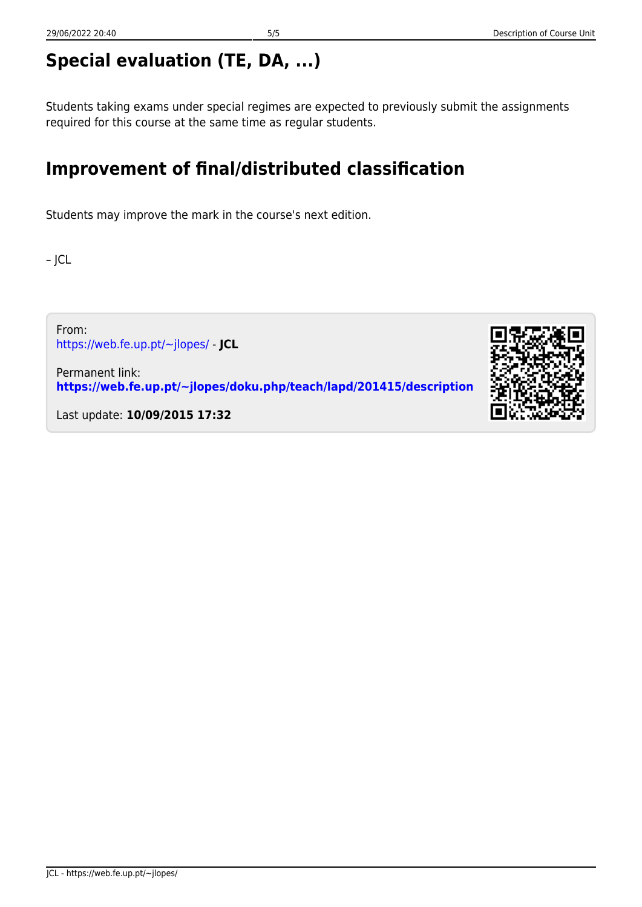## Special evaluation (TE, DA, ...)

Students taking exams under special regimes are expected to previously submit the assignments required for this course at the same time as regular students.

## Improvement of final/distributed classification

Students may improve the mark in the course's next edition.

– JCL

From:
https://web.fe.up.pt/~jlopes/ - **JCL**

Permanent link:
**https://web.fe.up.pt/~jlopes/doku.php/teach/lapd/201415/description**

Last update: **10/09/2015 17:32**